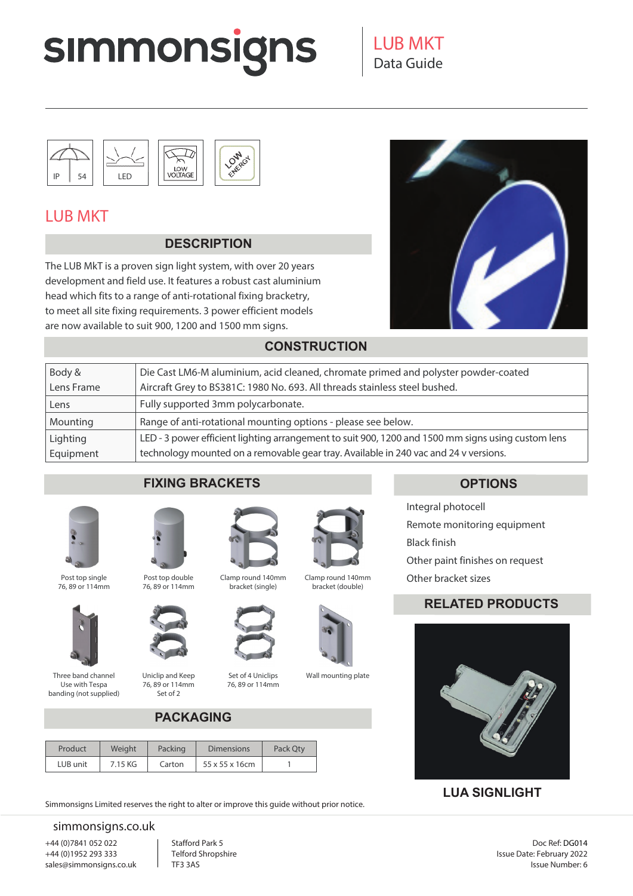# simmonsigns

LUB MKT
Data Guide

IP 54 | LED | LOW VOLTAGE | LOW ENERGY

## LUB MKT

### DESCRIPTION

The LUB MkT is a proven sign light system, with over 20 years development and field use. It features a robust cast aluminium head which fits to a range of anti-rotational fixing bracketry, to meet all site fixing requirements. 3 power efficient models are now available to suit 900, 1200 and 1500 mm signs.

### CONSTRUCTION

| | |
|---|---|
| Body & Lens Frame | Die Cast LM6-M aluminium, acid cleaned, chromate primed and polyster powder-coated Aircraft Grey to BS381C: 1980 No. 693. All threads stainless steel bushed. |
| Lens | Fully supported 3mm polycarbonate. |
| Mounting | Range of anti-rotational mounting options - please see below. |
| Lighting Equipment | LED - 3 power efficient lighting arrangement to suit 900, 1200 and 1500 mm signs using custom lens technology mounted on a removable gear tray. Available in 240 vac and 24 v versions. |

### FIXING BRACKETS

- Post top single 76, 89 or 114mm
- Post top double 76, 89 or 114mm
- Clamp round 140mm bracket (single)
- Clamp round 140mm bracket (double)
- Three band channel Use with Tespa banding (not supplied)
- Uniclip and Keep 76, 89 or 114mm Set of 2
- Set of 4 Uniclips 76, 89 or 114mm
- Wall mounting plate

### OPTIONS

- Integral photocell
- Remote monitoring equipment
- Black finish
- Other paint finishes on request
- Other bracket sizes

### PACKAGING

| Product | Weight | Packing | Dimensions | Pack Qty |
|---|---|---|---|---|
| LUB unit | 7.15 KG | Carton | 55 x 55 x 16cm | 1 |

### RELATED PRODUCTS

LUA SIGNLIGHT

Simmonsigns Limited reserves the right to alter or improve this guide without prior notice.

simmonsigns.co.uk

+44 (0)7841 052 022
+44 (0)1952 293 333
sales@simmonsigns.co.uk

Stafford Park 5
Telford Shropshire
TF3 3AS

Doc Ref: DG014
Issue Date: February 2022
Issue Number: 6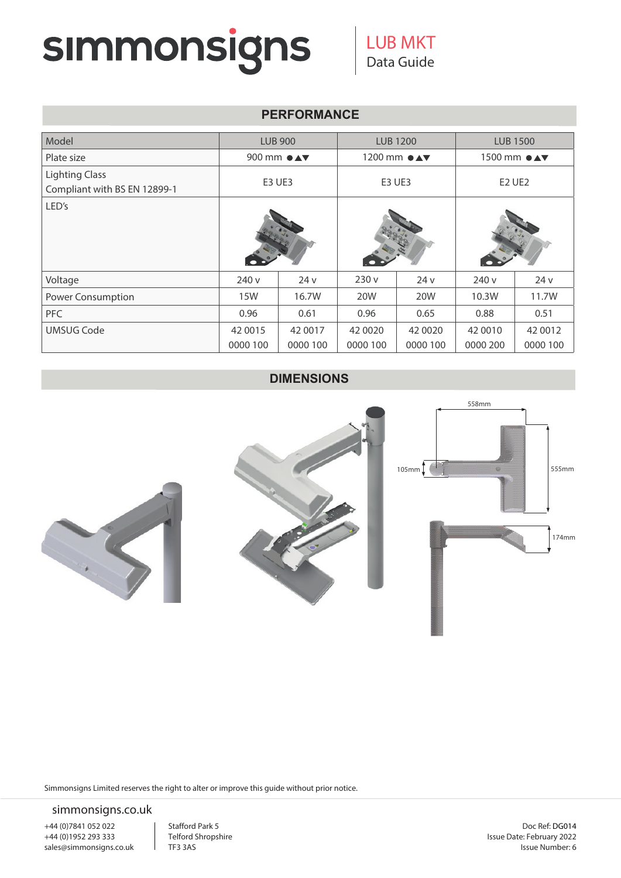# simmonsigns

LUB MKT
Data Guide

## PERFORMANCE

| Model | LUB 900 | | LUB 1200 | | LUB 1500 | |
|---|---|---|---|---|---|---|
| Plate size | 900 mm ●▲▼ | | 1200 mm ●▲▼ | | 1500 mm ●▲▼ | |
| Lighting Class Compliant with BS EN 12899-1 | E3 UE3 | | E3 UE3 | | E2 UE2 | |
| LED's | | | | | | |
| Voltage | 240 v | 24 v | 230 v | 24 v | 240 v | 24 v |
| Power Consumption | 15W | 16.7W | 20W | 20W | 10.3W | 11.7W |
| PFC | 0.96 | 0.61 | 0.96 | 0.65 | 0.88 | 0.51 |
| UMSUG Code | 42 0015 0000 100 | 42 0017 0000 100 | 42 0020 0000 100 | 42 0020 0000 100 | 42 0010 0000 200 | 42 0012 0000 100 |

## DIMENSIONS

558mm

105mm

555mm

174mm

Simmonsigns Limited reserves the right to alter or improve this guide without prior notice.

simmonsigns.co.uk

+44 (0)7841 052 022
+44 (0)1952 293 333
sales@simmonsigns.co.uk

Stafford Park 5
Telford Shropshire
TF3 3AS

Doc Ref: DG014
Issue Date: February 2022
Issue Number: 6